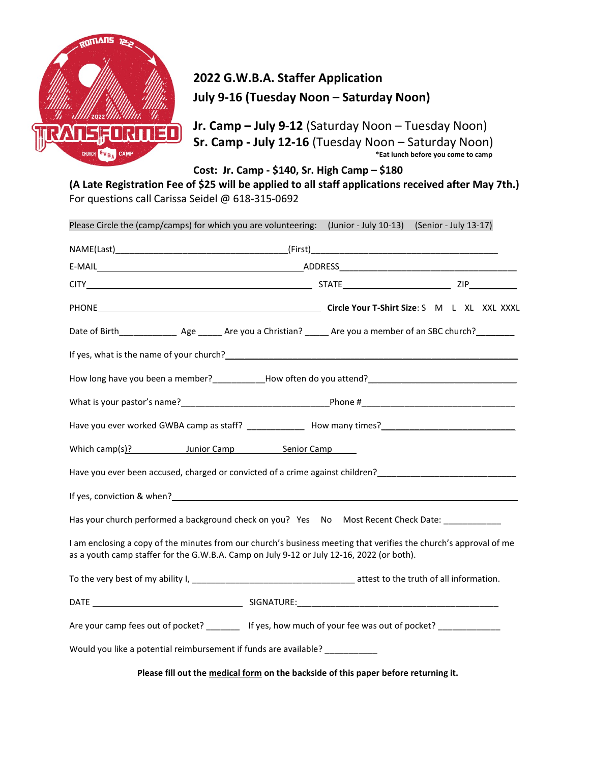# 2022 G.W.B.A. Staffer Application

## July 9-16 (Tuesday Noon – Saturday Noon)

**Jr. Camp – July 9-12** (Saturday Noon – Tuesday Noon)
**Sr. Camp - July 12-16** (Tuesday Noon – Saturday Noon)
**\*Eat lunch before you come to camp**

**Cost: Jr. Camp - $140, Sr. High Camp – $180**

**(A Late Registration Fee of $25 will be applied to all staff applications received after May 7th.)**

For questions call Carissa Seidel @ 618-315-0692

Please Circle the (camp/camps) for which you are volunteering: (Junior - July 10-13) (Senior - July 13-17)

NAME(Last)___________________________________(First)_______________________________________

E-MAIL________________________________________ADDRESS____________________________________

CITY____________________________________________ STATE______________________ ZIP__________

PHONE____________________________________________ **Circle Your T-Shirt Size**: S M L XL XXL XXXL

Date of Birth____________ Age _____ Are you a Christian? _____ Are you a member of an SBC church?________

If yes, what is the name of your church?___________________________________________________________

How long have you been a member?___________How often do you attend?_______________________________

What is your pastor's name?______________________________Phone #________________________________

Have you ever worked GWBA camp as staff? ____________ How many times?____________________________

Which camp(s)? ____________Junior Camp ____________Senior Camp_____

Have you ever been accused, charged or convicted of a crime against children?____________________________

If yes, conviction & when?______________________________________________________________________

Has your church performed a background check on you? Yes No Most Recent Check Date: ____________

I am enclosing a copy of the minutes from our church's business meeting that verifies the church's approval of me as a youth camp staffer for the G.W.B.A. Camp on July 9-12 or July 12-16, 2022 (or both).

To the very best of my ability I, __________________________________ attest to the truth of all information.

DATE ______________________________ SIGNATURE:_________________________________________

Are your camp fees out of pocket? _______ If yes, how much of your fee was out of pocket? _____________

Would you like a potential reimbursement if funds are available? ___________

**Please fill out the <u>medical form</u> on the backside of this paper before returning it.**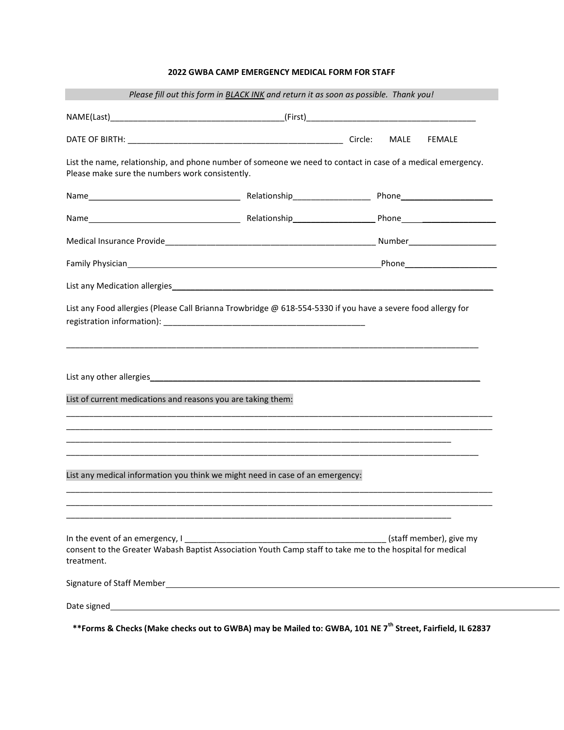### 2022 GWBA CAMP EMERGENCY MEDICAL FORM FOR STAFF

*Please fill out this form in BLACK INK and return it as soon as possible. Thank you!*

NAME(Last)_____________________________________(First)____________________________________

DATE OF BIRTH: _______________________________________________ Circle: MALE FEMALE

List the name, relationship, and phone number of someone we need to contact in case of a medical emergency. Please make sure the numbers work consistently.

Name________________________________ Relationship________________ Phone____________________

Name________________________________ Relationship_________________ Phone______________________

Medical Insurance Provide______________________________________________ Number___________________

Family Physician________________________________________________________Phone____________________

List any Medication allergies______________________________________________________________________

List any Food allergies (Please Call Brianna Trowbridge @ 618-554-5330 if you have a severe food allergy for registration information): __________________________________________

__________________________________________________________________________________________

List any other allergies___________________________________________________________________________

List of current medications and reasons you are taking them:

__________________________________________________________________________________________
__________________________________________________________________________________________
__________________________________________________________________________________________
__________________________________________________________________________________________

List any medical information you think we might need in case of an emergency:

__________________________________________________________________________________________
__________________________________________________________________________________________
__________________________________________________________________________________________

In the event of an emergency, I ____________________________________________ (staff member), give my consent to the Greater Wabash Baptist Association Youth Camp staff to take me to the hospital for medical treatment.

Signature of Staff Member__________________________________________________________________________

Date signed______________________________________________________________________________________

**\*\*Forms & Checks (Make checks out to GWBA) may be Mailed to: GWBA, 101 NE 7th Street, Fairfield, IL 62837**